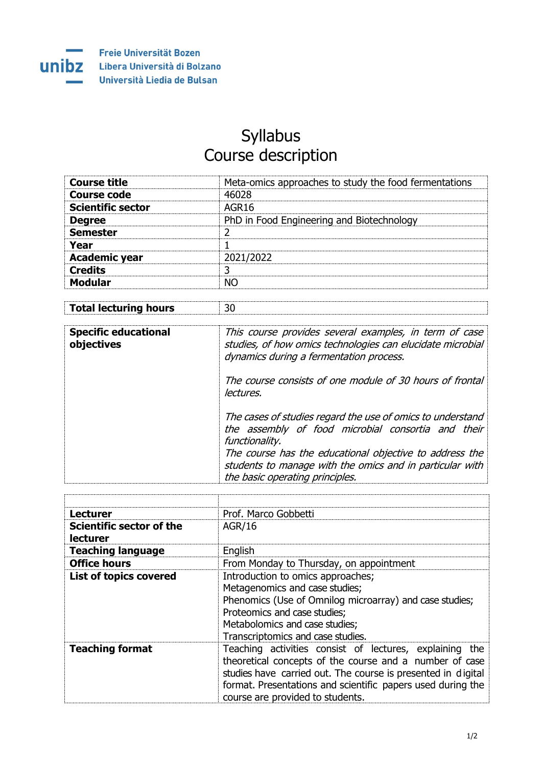Freie Universität Bozen
Libera Università di Bolzano
Università Liedia de Bulsan

# Syllabus
# Course description

| | |
|---|---|
| **Course title** | Meta-omics approaches to study the food fermentations |
| **Course code** | 46028 |
| **Scientific sector** | AGR16 |
| **Degree** | PhD in Food Engineering and Biotechnology |
| **Semester** | 2 |
| **Year** | 1 |
| **Academic year** | 2021/2022 |
| **Credits** | 3 |
| **Modular** | NO |

| | |
|---|---|
| **Total lecturing hours** | 30 |

| | |
|---|---|
| **Specific educational objectives** | *This course provides several examples, in term of case studies, of how omics technologies can elucidate microbial dynamics during a fermentation process.*<br><br>*The course consists of one module of 30 hours of frontal lectures.*<br><br>*The cases of studies regard the use of omics to understand the assembly of food microbial consortia and their functionality.*<br>*The course has the educational objective to address the students to manage with the omics and in particular with the basic operating principles.* |

| | |
|---|---|
| | |
| **Lecturer** | Prof. Marco Gobbetti |
| **Scientific sector of the lecturer** | AGR/16 |
| **Teaching language** | English |
| **Office hours** | From Monday to Thursday, on appointment |
| **List of topics covered** | Introduction to omics approaches;<br>Metagenomics and case studies;<br>Phenomics (Use of Omnilog microarray) and case studies;<br>Proteomics and case studies;<br>Metabolomics and case studies;<br>Transcriptomics and case studies. |
| **Teaching format** | Teaching activities consist of lectures, explaining the theoretical concepts of the course and a number of case studies have carried out. The course is presented in digital format. Presentations and scientific papers used during the course are provided to students. |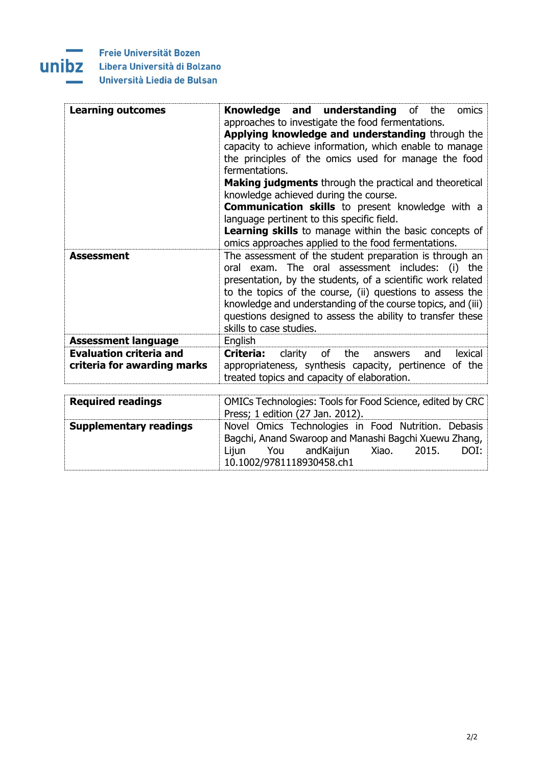| | |
|---|---|
| **Learning outcomes** | **Knowledge and understanding** of the omics approaches to investigate the food fermentations. **Applying knowledge and understanding** through the capacity to achieve information, which enable to manage the principles of the omics used for manage the food fermentations. **Making judgments** through the practical and theoretical knowledge achieved during the course. **Communication skills** to present knowledge with a language pertinent to this specific field. **Learning skills** to manage within the basic concepts of omics approaches applied to the food fermentations. |
| **Assessment** | The assessment of the student preparation is through an oral exam. The oral assessment includes: (i) the presentation, by the students, of a scientific work related to the topics of the course, (ii) questions to assess the knowledge and understanding of the course topics, and (iii) questions designed to assess the ability to transfer these skills to case studies. |
| **Assessment language** | English |
| **Evaluation criteria and criteria for awarding marks** | **Criteria:** clarity of the answers and lexical appropriateness, synthesis capacity, pertinence of the treated topics and capacity of elaboration. |

| | |
|---|---|
| **Required readings** | OMICs Technologies: Tools for Food Science, edited by CRC Press; 1 edition (27 Jan. 2012). |
| **Supplementary readings** | Novel Omics Technologies in Food Nutrition. Debasis Bagchi, Anand Swaroop and Manashi Bagchi Xuewu Zhang, Lijun You andKaijun Xiao. 2015. DOI: 10.1002/9781118930458.ch1 |